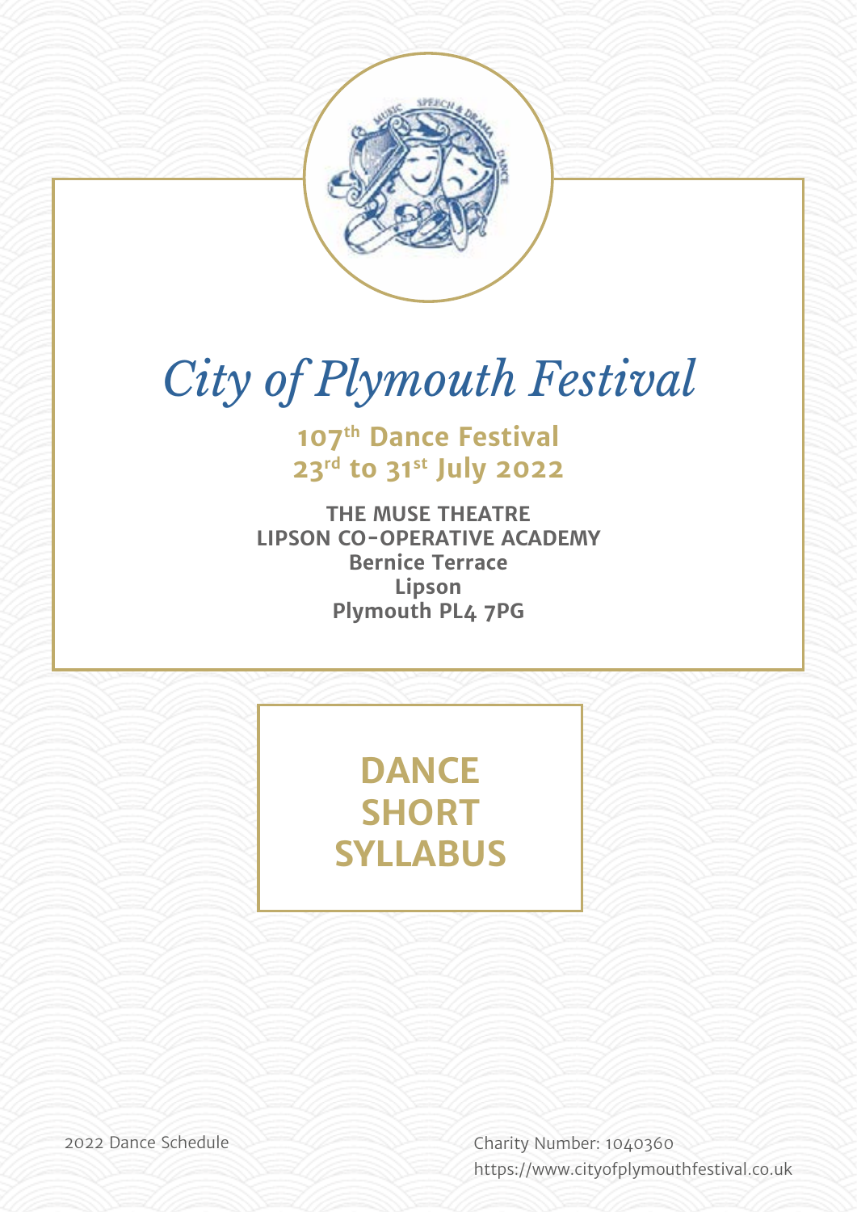# City of Plymouth Festival

## 107th Dance Festival
## 23rd to 31st July 2022

**THE MUSE THEATRE**
**LIPSON CO-OPERATIVE ACADEMY**
**Bernice Terrace**
**Lipson**
**Plymouth PL4 7PG**

# DANCE SHORT SYLLABUS

2022 Dance Schedule

Charity Number: 1040360
https://www.cityofplymouthfestival.co.uk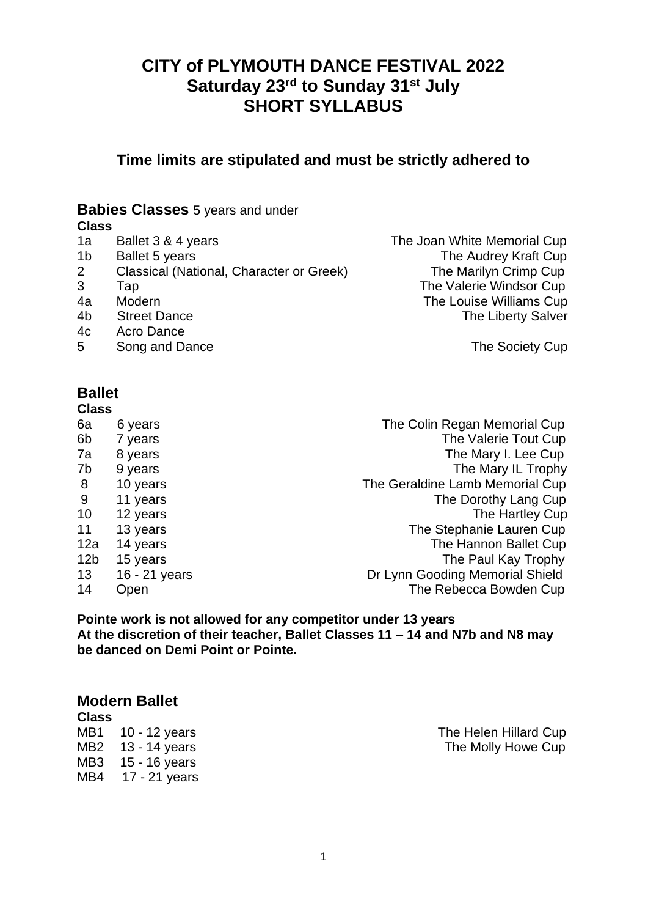# CITY of PLYMOUTH DANCE FESTIVAL 2022
## Saturday 23rd to Sunday 31st July
## SHORT SYLLABUS

### Time limits are stipulated and must be strictly adhered to

## Babies Classes 5 years and under

| Class | | |
|---|---|---|
| 1a | Ballet 3 & 4 years | The Joan White Memorial Cup |
| 1b | Ballet 5 years | The Audrey Kraft Cup |
| 2 | Classical (National, Character or Greek) | The Marilyn Crimp Cup |
| 3 | Tap | The Valerie Windsor Cup |
| 4a | Modern | The Louise Williams Cup |
| 4b | Street Dance | The Liberty Salver |
| 4c | Acro Dance | |
| 5 | Song and Dance | The Society Cup |

## Ballet

| Class | | |
|---|---|---|
| 6a | 6 years | The Colin Regan Memorial Cup |
| 6b | 7 years | The Valerie Tout Cup |
| 7a | 8 years | The Mary I. Lee Cup |
| 7b | 9 years | The Mary IL Trophy |
| 8 | 10 years | The Geraldine Lamb Memorial Cup |
| 9 | 11 years | The Dorothy Lang Cup |
| 10 | 12 years | The Hartley Cup |
| 11 | 13 years | The Stephanie Lauren Cup |
| 12a | 14 years | The Hannon Ballet Cup |
| 12b | 15 years | The Paul Kay Trophy |
| 13 | 16 - 21 years | Dr Lynn Gooding Memorial Shield |
| 14 | Open | The Rebecca Bowden Cup |

**Pointe work is not allowed for any competitor under 13 years**
**At the discretion of their teacher, Ballet Classes 11 – 14 and N7b and N8 may be danced on Demi Point or Pointe.**

## Modern Ballet

| Class | | |
|---|---|---|
| MB1 | 10 - 12 years | The Helen Hillard Cup |
| MB2 | 13 - 14 years | The Molly Howe Cup |
| MB3 | 15 - 16 years | |
| MB4 | 17 - 21 years | |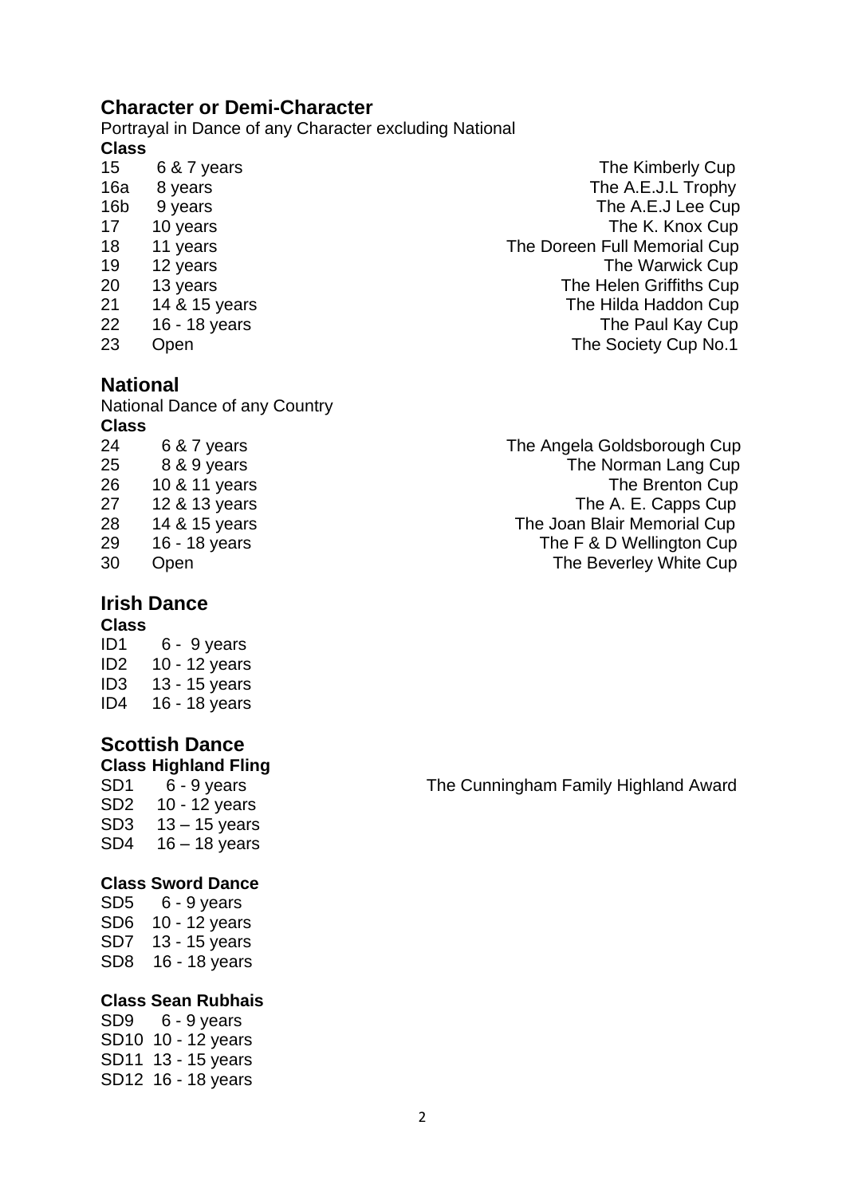## Character or Demi-Character

Portrayal in Dance of any Character excluding National

| Class | | |
|---|---|---|
| 15 | 6 & 7 years | The Kimberly Cup |
| 16a | 8 years | The A.E.J.L Trophy |
| 16b | 9 years | The A.E.J Lee Cup |
| 17 | 10 years | The K. Knox Cup |
| 18 | 11 years | The Doreen Full Memorial Cup |
| 19 | 12 years | The Warwick Cup |
| 20 | 13 years | The Helen Griffiths Cup |
| 21 | 14 & 15 years | The Hilda Haddon Cup |
| 22 | 16 - 18 years | The Paul Kay Cup |
| 23 | Open | The Society Cup No.1 |

## National

National Dance of any Country

| Class | | |
|---|---|---|
| 24 | 6 & 7 years | The Angela Goldsborough Cup |
| 25 | 8 & 9 years | The Norman Lang Cup |
| 26 | 10 & 11 years | The Brenton Cup |
| 27 | 12 & 13 years | The A. E. Capps Cup |
| 28 | 14 & 15 years | The Joan Blair Memorial Cup |
| 29 | 16 - 18 years | The F & D Wellington Cup |
| 30 | Open | The Beverley White Cup |

## Irish Dance

**Class**

ID1 6 - 9 years
ID2 10 - 12 years
ID3 13 - 15 years
ID4 16 - 18 years

## Scottish Dance

**Class Highland Fling**

SD1 6 - 9 years — The Cunningham Family Highland Award
SD2 10 - 12 years
SD3 13 – 15 years
SD4 16 – 18 years

**Class Sword Dance**

SD5 6 - 9 years
SD6 10 - 12 years
SD7 13 - 15 years
SD8 16 - 18 years

**Class Sean Rubhais**

SD9 6 - 9 years
SD10 10 - 12 years
SD11 13 - 15 years
SD12 16 - 18 years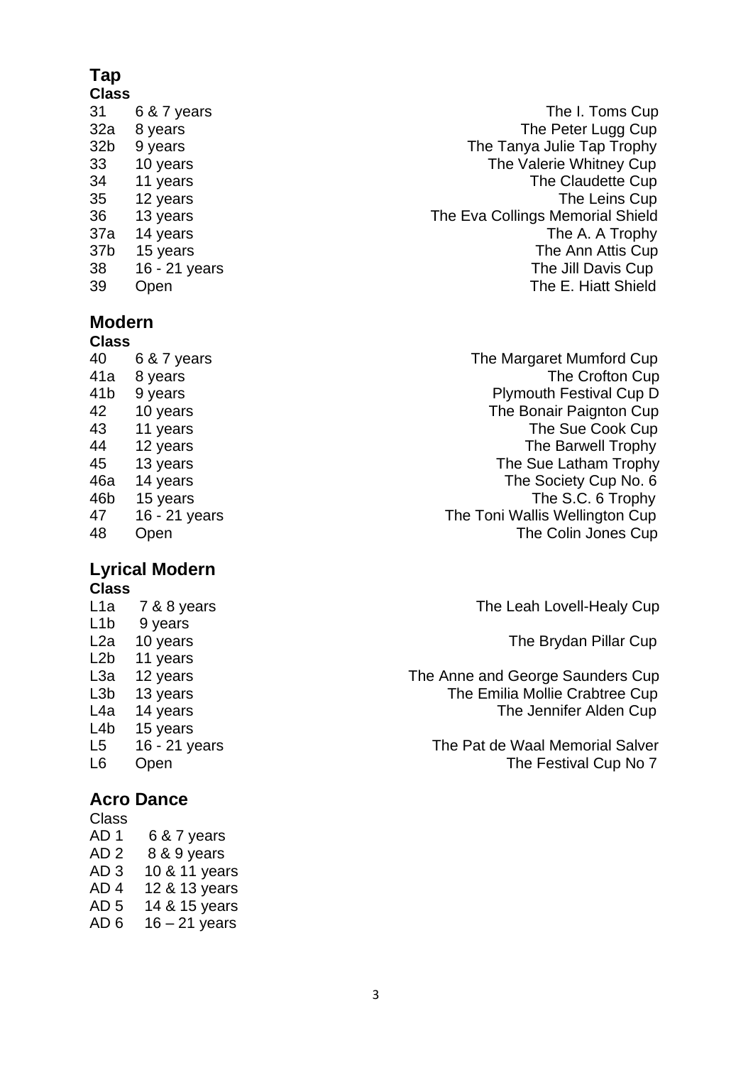## Tap

| Class | | |
|---|---|---|
| 31 | 6 & 7 years | The I. Toms Cup |
| 32a | 8 years | The Peter Lugg Cup |
| 32b | 9 years | The Tanya Julie Tap Trophy |
| 33 | 10 years | The Valerie Whitney Cup |
| 34 | 11 years | The Claudette Cup |
| 35 | 12 years | The Leins Cup |
| 36 | 13 years | The Eva Collings Memorial Shield |
| 37a | 14 years | The A. A Trophy |
| 37b | 15 years | The Ann Attis Cup |
| 38 | 16 - 21 years | The Jill Davis Cup |
| 39 | Open | The E. Hiatt Shield |

## Modern

| Class | | |
|---|---|---|
| 40 | 6 & 7 years | The Margaret Mumford Cup |
| 41a | 8 years | The Crofton Cup |
| 41b | 9 years | Plymouth Festival Cup D |
| 42 | 10 years | The Bonair Paignton Cup |
| 43 | 11 years | The Sue Cook Cup |
| 44 | 12 years | The Barwell Trophy |
| 45 | 13 years | The Sue Latham Trophy |
| 46a | 14 years | The Society Cup No. 6 |
| 46b | 15 years | The S.C. 6 Trophy |
| 47 | 16 - 21 years | The Toni Wallis Wellington Cup |
| 48 | Open | The Colin Jones Cup |

## Lyrical Modern

| Class | | |
|---|---|---|
| L1a | 7 & 8 years | The Leah Lovell-Healy Cup |
| L1b | 9 years | |
| L2a | 10 years | The Brydan Pillar Cup |
| L2b | 11 years | |
| L3a | 12 years | The Anne and George Saunders Cup |
| L3b | 13 years | The Emilia Mollie Crabtree Cup |
| L4a | 14 years | The Jennifer Alden Cup |
| L4b | 15 years | |
| L5 | 16 - 21 years | The Pat de Waal Memorial Salver |
| L6 | Open | The Festival Cup No 7 |

## Acro Dance

| Class | |
|---|---|
| AD 1 | 6 & 7 years |
| AD 2 | 8 & 9 years |
| AD 3 | 10 & 11 years |
| AD 4 | 12 & 13 years |
| AD 5 | 14 & 15 years |
| AD 6 | 16 – 21 years |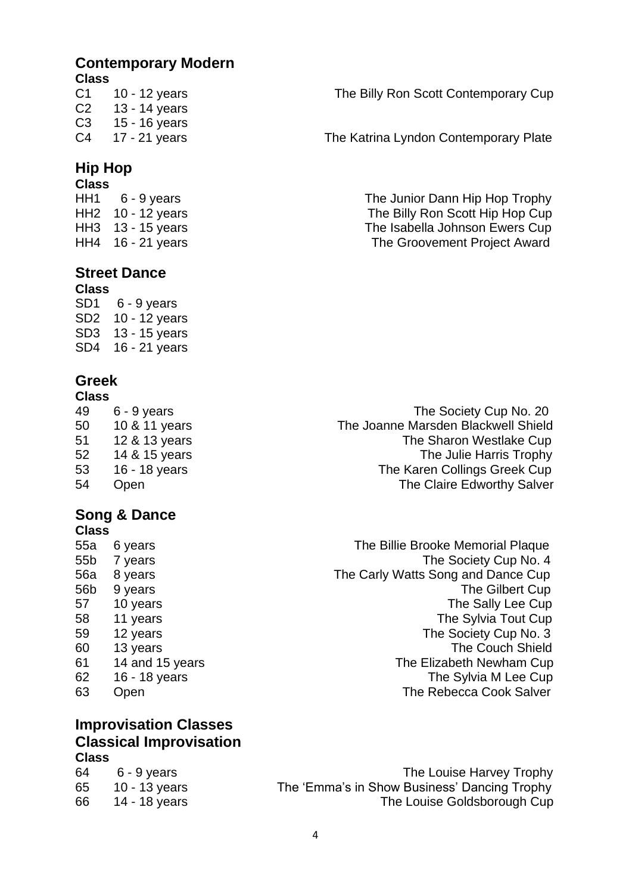## Contemporary Modern

| Class | | |
|---|---|---|
| C1 | 10 - 12 years | The Billy Ron Scott Contemporary Cup |
| C2 | 13 - 14 years | |
| C3 | 15 - 16 years | |
| C4 | 17 - 21 years | The Katrina Lyndon Contemporary Plate |

## Hip Hop

| Class | | |
|---|---|---|
| HH1 | 6 - 9 years | The Junior Dann Hip Hop Trophy |
| HH2 | 10 - 12 years | The Billy Ron Scott Hip Hop Cup |
| HH3 | 13 - 15 years | The Isabella Johnson Ewers Cup |
| HH4 | 16 - 21 years | The Groovement Project Award |

## Street Dance

| Class | |
|---|---|
| SD1 | 6 - 9 years |
| SD2 | 10 - 12 years |
| SD3 | 13 - 15 years |
| SD4 | 16 - 21 years |

## Greek

| Class | | |
|---|---|---|
| 49 | 6 - 9 years | The Society Cup No. 20 |
| 50 | 10 & 11 years | The Joanne Marsden Blackwell Shield |
| 51 | 12 & 13 years | The Sharon Westlake Cup |
| 52 | 14 & 15 years | The Julie Harris Trophy |
| 53 | 16 - 18 years | The Karen Collings Greek Cup |
| 54 | Open | The Claire Edworthy Salver |

## Song & Dance

| Class | | |
|---|---|---|
| 55a | 6 years | The Billie Brooke Memorial Plaque |
| 55b | 7 years | The Society Cup No. 4 |
| 56a | 8 years | The Carly Watts Song and Dance Cup |
| 56b | 9 years | The Gilbert Cup |
| 57 | 10 years | The Sally Lee Cup |
| 58 | 11 years | The Sylvia Tout Cup |
| 59 | 12 years | The Society Cup No. 3 |
| 60 | 13 years | The Couch Shield |
| 61 | 14 and 15 years | The Elizabeth Newham Cup |
| 62 | 16 - 18 years | The Sylvia M Lee Cup |
| 63 | Open | The Rebecca Cook Salver |

## Improvisation Classes

## Classical Improvisation

| Class | | |
|---|---|---|
| 64 | 6 - 9 years | The Louise Harvey Trophy |
| 65 | 10 - 13 years | The 'Emma's in Show Business' Dancing Trophy |
| 66 | 14 - 18 years | The Louise Goldsborough Cup |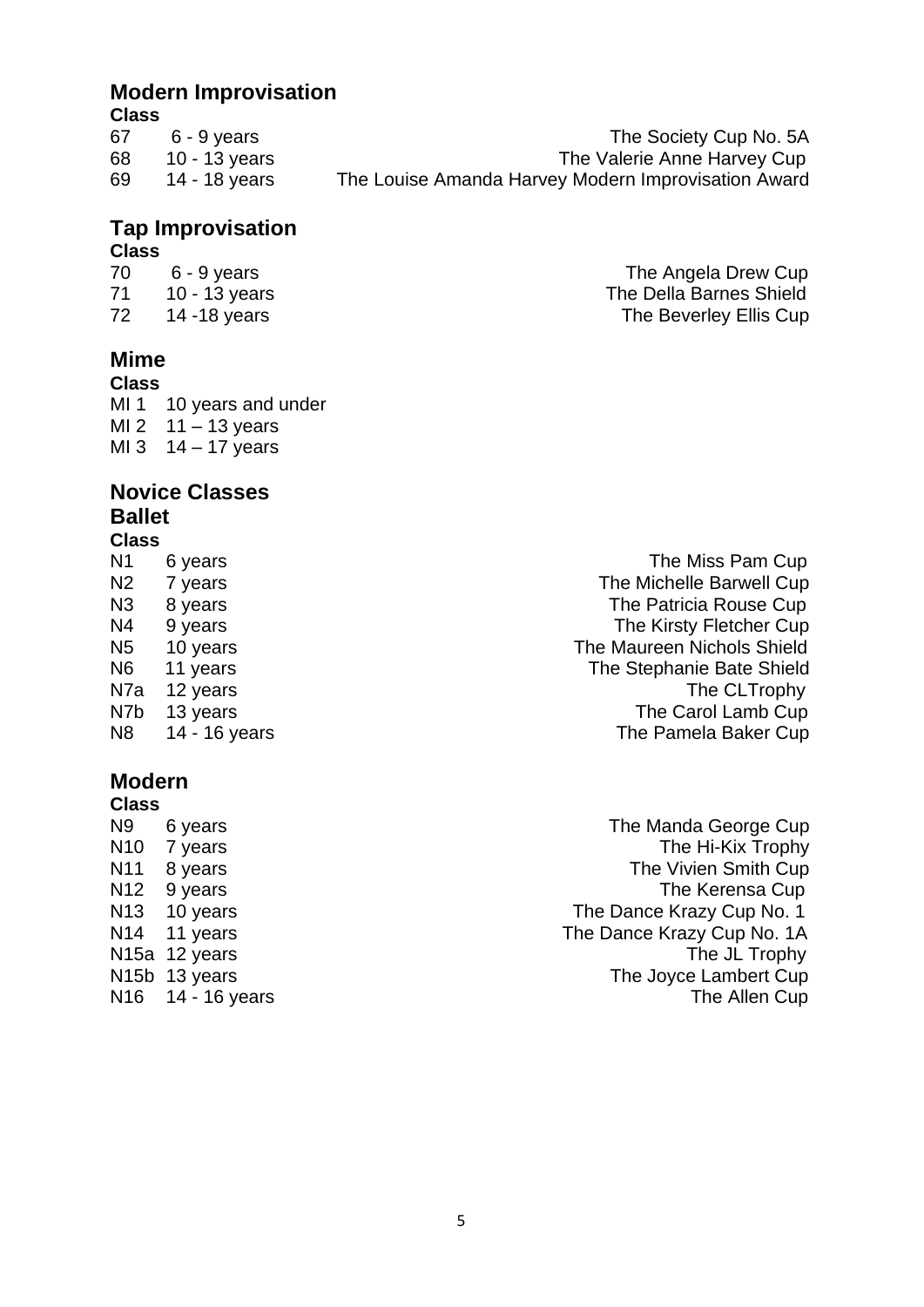## Modern Improvisation

| Class | | |
|---|---|---|
| 67 | 6 - 9 years | The Society Cup No. 5A |
| 68 | 10 - 13 years | The Valerie Anne Harvey Cup |
| 69 | 14 - 18 years | The Louise Amanda Harvey Modern Improvisation Award |

## Tap Improvisation

| Class | | |
|---|---|---|
| 70 | 6 - 9 years | The Angela Drew Cup |
| 71 | 10 - 13 years | The Della Barnes Shield |
| 72 | 14 -18 years | The Beverley Ellis Cup |

## Mime

| Class | |
|---|---|
| MI 1 | 10 years and under |
| MI 2 | 11 – 13 years |
| MI 3 | 14 – 17 years |

## Novice Classes

### Ballet

| Class | | |
|---|---|---|
| N1 | 6 years | The Miss Pam Cup |
| N2 | 7 years | The Michelle Barwell Cup |
| N3 | 8 years | The Patricia Rouse Cup |
| N4 | 9 years | The Kirsty Fletcher Cup |
| N5 | 10 years | The Maureen Nichols Shield |
| N6 | 11 years | The Stephanie Bate Shield |
| N7a | 12 years | The CLTrophy |
| N7b | 13 years | The Carol Lamb Cup |
| N8 | 14 - 16 years | The Pamela Baker Cup |

## Modern

| Class | | |
|---|---|---|
| N9 | 6 years | The Manda George Cup |
| N10 | 7 years | The Hi-Kix Trophy |
| N11 | 8 years | The Vivien Smith Cup |
| N12 | 9 years | The Kerensa Cup |
| N13 | 10 years | The Dance Krazy Cup No. 1 |
| N14 | 11 years | The Dance Krazy Cup No. 1A |
| N15a | 12 years | The JL Trophy |
| N15b | 13 years | The Joyce Lambert Cup |
| N16 | 14 - 16 years | The Allen Cup |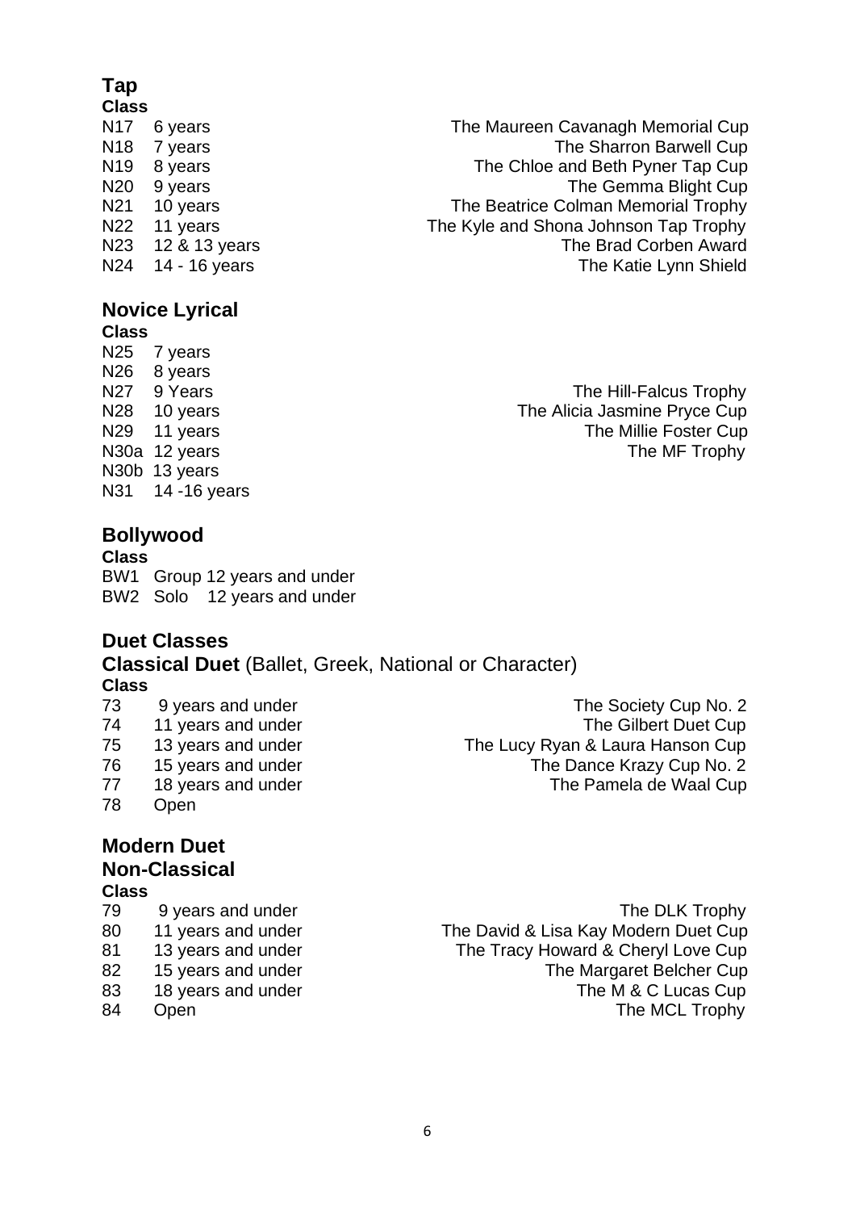## Tap

| Class | | |
|---|---|---|
| N17 | 6 years | The Maureen Cavanagh Memorial Cup |
| N18 | 7 years | The Sharron Barwell Cup |
| N19 | 8 years | The Chloe and Beth Pyner Tap Cup |
| N20 | 9 years | The Gemma Blight Cup |
| N21 | 10 years | The Beatrice Colman Memorial Trophy |
| N22 | 11 years | The Kyle and Shona Johnson Tap Trophy |
| N23 | 12 & 13 years | The Brad Corben Award |
| N24 | 14 - 16 years | The Katie Lynn Shield |

## Novice Lyrical

| Class | | |
|---|---|---|
| N25 | 7 years | |
| N26 | 8 years | |
| N27 | 9 Years | The Hill-Falcus Trophy |
| N28 | 10 years | The Alicia Jasmine Pryce Cup |
| N29 | 11 years | The Millie Foster Cup |
| N30a | 12 years | The MF Trophy |
| N30b | 13 years | |
| N31 | 14 -16 years | |

## Bollywood

| Class | |
|---|---|
| BW1 | Group 12 years and under |
| BW2 | Solo 12 years and under |

## Duet Classes

### Classical Duet (Ballet, Greek, National or Character)

| Class | | |
|---|---|---|
| 73 | 9 years and under | The Society Cup No. 2 |
| 74 | 11 years and under | The Gilbert Duet Cup |
| 75 | 13 years and under | The Lucy Ryan & Laura Hanson Cup |
| 76 | 15 years and under | The Dance Krazy Cup No. 2 |
| 77 | 18 years and under | The Pamela de Waal Cup |
| 78 | Open | |

### Modern Duet Non-Classical

| Class | | |
|---|---|---|
| 79 | 9 years and under | The DLK Trophy |
| 80 | 11 years and under | The David & Lisa Kay Modern Duet Cup |
| 81 | 13 years and under | The Tracy Howard & Cheryl Love Cup |
| 82 | 15 years and under | The Margaret Belcher Cup |
| 83 | 18 years and under | The M & C Lucas Cup |
| 84 | Open | The MCL Trophy |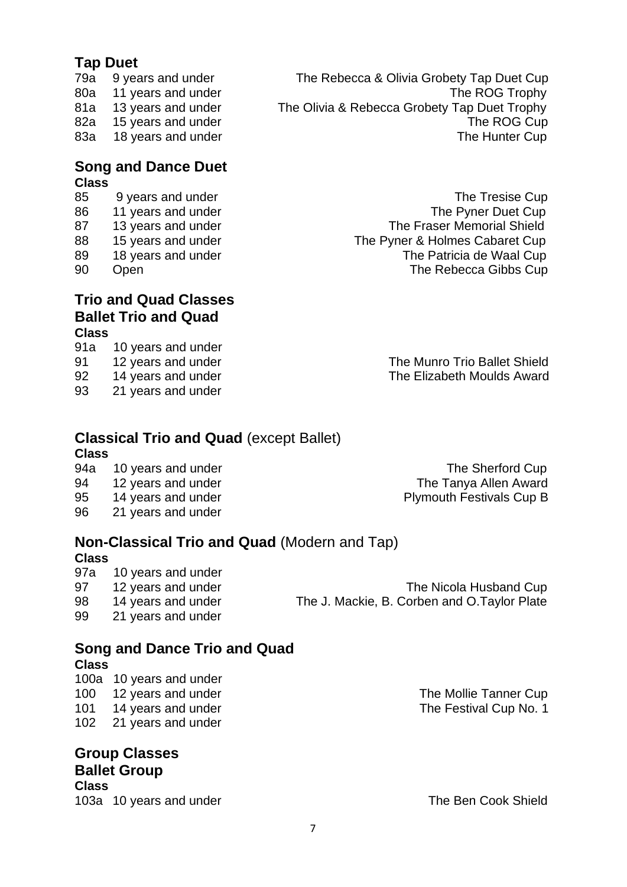## Tap Duet

| | | |
|---|---|---|
| 79a | 9 years and under | The Rebecca & Olivia Grobety Tap Duet Cup |
| 80a | 11 years and under | The ROG Trophy |
| 81a | 13 years and under | The Olivia & Rebecca Grobety Tap Duet Trophy |
| 82a | 15 years and under | The ROG Cup |
| 83a | 18 years and under | The Hunter Cup |

## Song and Dance Duet

| Class | | |
|---|---|---|
| 85 | 9 years and under | The Tresise Cup |
| 86 | 11 years and under | The Pyner Duet Cup |
| 87 | 13 years and under | The Fraser Memorial Shield |
| 88 | 15 years and under | The Pyner & Holmes Cabaret Cup |
| 89 | 18 years and under | The Patricia de Waal Cup |
| 90 | Open | The Rebecca Gibbs Cup |

## Trio and Quad Classes

## Ballet Trio and Quad

| Class | | |
|---|---|---|
| 91a | 10 years and under | |
| 91 | 12 years and under | The Munro Trio Ballet Shield |
| 92 | 14 years and under | The Elizabeth Moulds Award |
| 93 | 21 years and under | |

## Classical Trio and Quad (except Ballet)

| Class | | |
|---|---|---|
| 94a | 10 years and under | The Sherford Cup |
| 94 | 12 years and under | The Tanya Allen Award |
| 95 | 14 years and under | Plymouth Festivals Cup B |
| 96 | 21 years and under | |

## Non-Classical Trio and Quad (Modern and Tap)

| Class | | |
|---|---|---|
| 97a | 10 years and under | |
| 97 | 12 years and under | The Nicola Husband Cup |
| 98 | 14 years and under | The J. Mackie, B. Corben and O.Taylor Plate |
| 99 | 21 years and under | |

## Song and Dance Trio and Quad

| Class | | |
|---|---|---|
| 100a | 10 years and under | |
| 100 | 12 years and under | The Mollie Tanner Cup |
| 101 | 14 years and under | The Festival Cup No. 1 |
| 102 | 21 years and under | |

## Group Classes

## Ballet Group

| Class | | |
|---|---|---|
| 103a | 10 years and under | The Ben Cook Shield |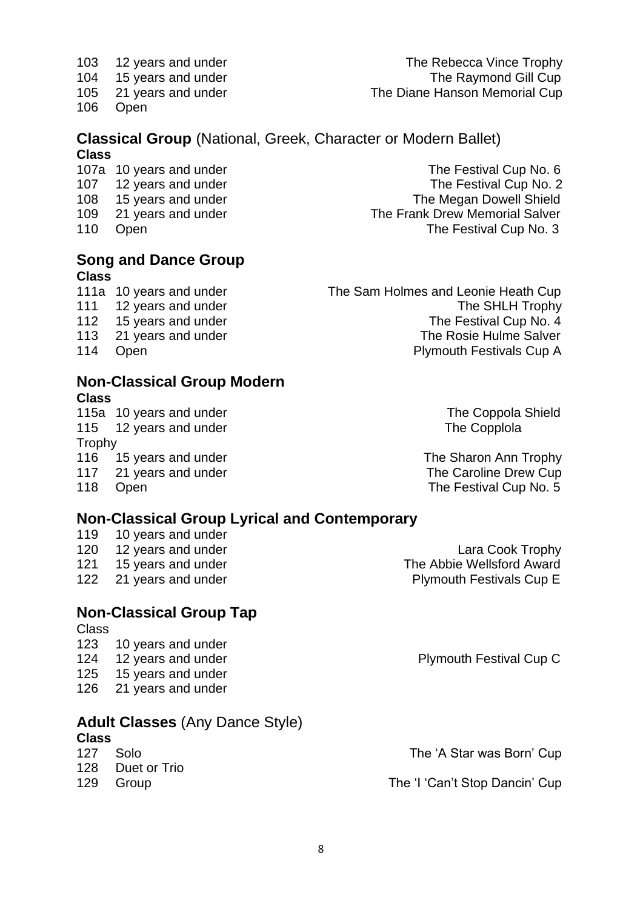| | | |
|---|---|---|
| 103 | 12 years and under | The Rebecca Vince Trophy |
| 104 | 15 years and under | The Raymond Gill Cup |
| 105 | 21 years and under | The Diane Hanson Memorial Cup |
| 106 | Open | |

## **Classical Group** (National, Greek, Character or Modern Ballet)

| Class | | |
|---|---|---|
| 107a | 10 years and under | The Festival Cup No. 6 |
| 107 | 12 years and under | The Festival Cup No. 2 |
| 108 | 15 years and under | The Megan Dowell Shield |
| 109 | 21 years and under | The Frank Drew Memorial Salver |
| 110 | Open | The Festival Cup No. 3 |

## Song and Dance Group

| Class | | |
|---|---|---|
| 111a | 10 years and under | The Sam Holmes and Leonie Heath Cup |
| 111 | 12 years and under | The SHLH Trophy |
| 112 | 15 years and under | The Festival Cup No. 4 |
| 113 | 21 years and under | The Rosie Hulme Salver |
| 114 | Open | Plymouth Festivals Cup A |

## Non-Classical Group Modern

| Class | | |
|---|---|---|
| 115a | 10 years and under | The Coppola Shield |
| 115 | 12 years and under | The Copplola Trophy |
| 116 | 15 years and under | The Sharon Ann Trophy |
| 117 | 21 years and under | The Caroline Drew Cup |
| 118 | Open | The Festival Cup No. 5 |

## Non-Classical Group Lyrical and Contemporary

| | | |
|---|---|---|
| 119 | 10 years and under | |
| 120 | 12 years and under | Lara Cook Trophy |
| 121 | 15 years and under | The Abbie Wellsford Award |
| 122 | 21 years and under | Plymouth Festivals Cup E |

## Non-Classical Group Tap

| Class | | |
|---|---|---|
| 123 | 10 years and under | |
| 124 | 12 years and under | Plymouth Festival Cup C |
| 125 | 15 years and under | |
| 126 | 21 years and under | |

## **Adult Classes** (Any Dance Style)

| Class | | |
|---|---|---|
| 127 | Solo | The 'A Star was Born' Cup |
| 128 | Duet or Trio | |
| 129 | Group | The 'I 'Can't Stop Dancin' Cup |